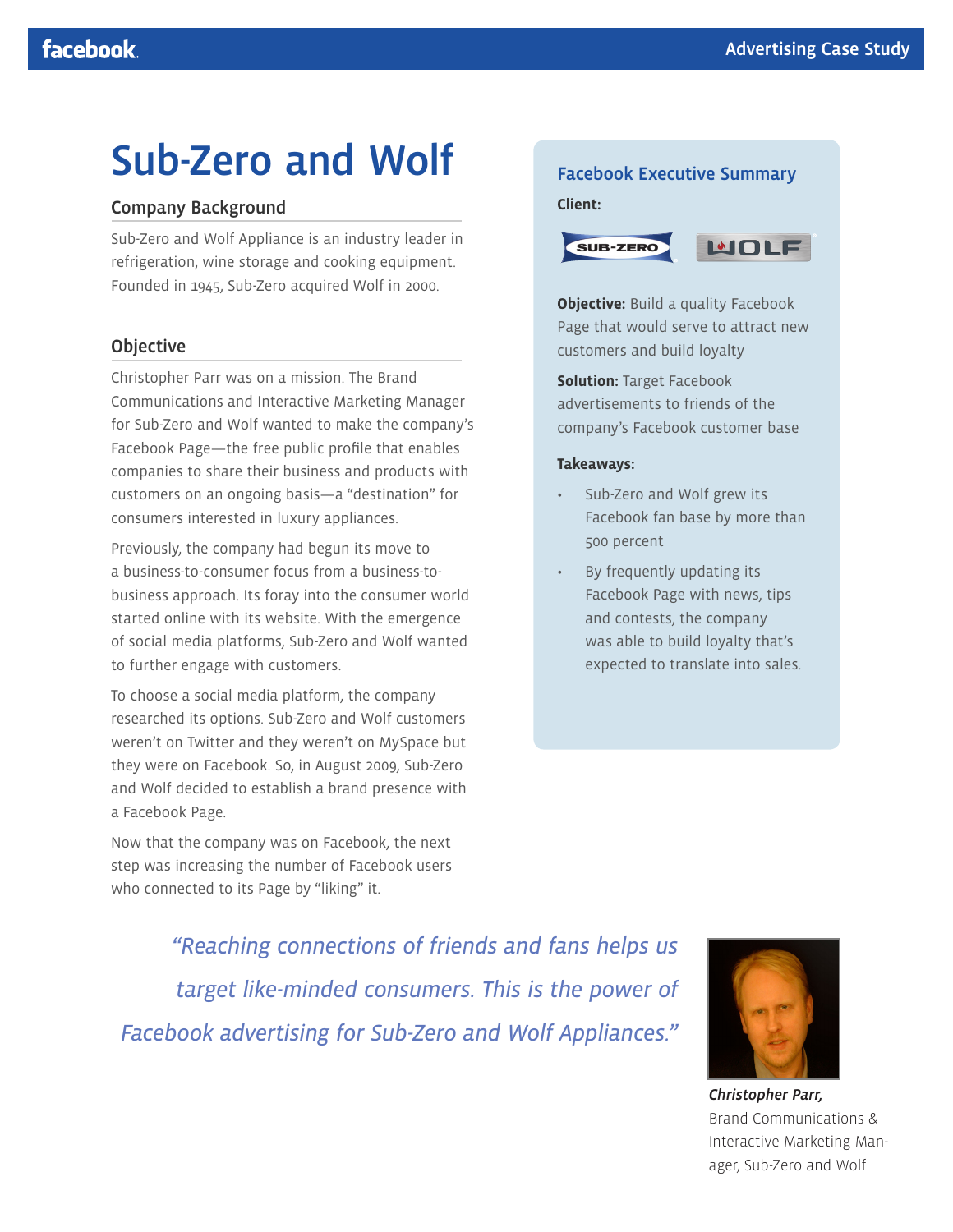# Sub-Zero and Wolf

## Company Background

Sub-Zero and Wolf Appliance is an industry leader in refrigeration, wine storage and cooking equipment. Founded in 1945, Sub-Zero acquired Wolf in 2000.

## Objective

Christopher Parr was on a mission. The Brand Communications and Interactive Marketing Manager for Sub-Zero and Wolf wanted to make the company's Facebook Page—the free public profile that enables companies to share their business and products with customers on an ongoing basis—a "destination" for consumers interested in luxury appliances.

Previously, the company had begun its move to a business-to-consumer focus from a business-to-business approach. Its foray into the consumer world started online with its website. With the emergence of social media platforms, Sub-Zero and Wolf wanted to further engage with customers.

To choose a social media platform, the company researched its options. Sub-Zero and Wolf customers weren't on Twitter and they weren't on MySpace but they were on Facebook. So, in August 2009, Sub-Zero and Wolf decided to establish a brand presence with a Facebook Page.

Now that the company was on Facebook, the next step was increasing the number of Facebook users who connected to its Page by "liking" it.

### Facebook Executive Summary

**Client:** Sub-Zero, Wolf

**Objective:** Build a quality Facebook Page that would serve to attract new customers and build loyalty

**Solution:** Target Facebook advertisements to friends of the company's Facebook customer base

**Takeaways:**

- Sub-Zero and Wolf grew its Facebook fan base by more than 500 percent
- By frequently updating its Facebook Page with news, tips and contests, the company was able to build loyalty that's expected to translate into sales.

*"Reaching connections of friends and fans helps us target like-minded consumers. This is the power of Facebook advertising for Sub-Zero and Wolf Appliances."*

***Christopher Parr,***
Brand Communications & Interactive Marketing Manager, Sub-Zero and Wolf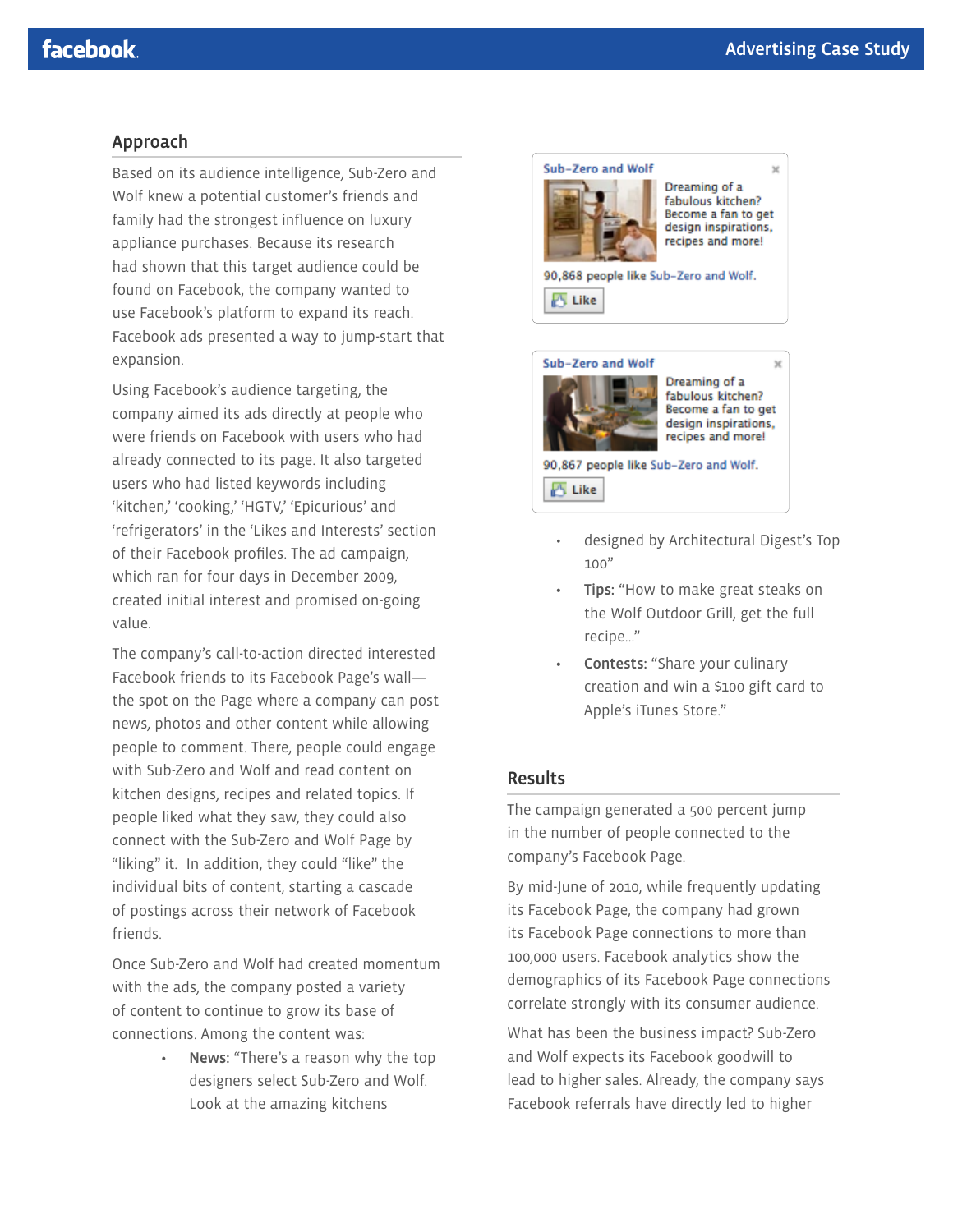## Approach

Based on its audience intelligence, Sub-Zero and Wolf knew a potential customer's friends and family had the strongest influence on luxury appliance purchases. Because its research had shown that this target audience could be found on Facebook, the company wanted to use Facebook's platform to expand its reach. Facebook ads presented a way to jump-start that expansion.

Using Facebook's audience targeting, the company aimed its ads directly at people who were friends on Facebook with users who had already connected to its page. It also targeted users who had listed keywords including 'kitchen,' 'cooking,' 'HGTV,' 'Epicurious' and 'refrigerators' in the 'Likes and Interests' section of their Facebook profiles. The ad campaign, which ran for four days in December 2009, created initial interest and promised on-going value.

The company's call-to-action directed interested Facebook friends to its Facebook Page's wall—the spot on the Page where a company can post news, photos and other content while allowing people to comment. There, people could engage with Sub-Zero and Wolf and read content on kitchen designs, recipes and related topics. If people liked what they saw, they could also connect with the Sub-Zero and Wolf Page by "liking" it. In addition, they could "like" the individual bits of content, starting a cascade of postings across their network of Facebook friends.

Once Sub-Zero and Wolf had created momentum with the ads, the company posted a variety of content to continue to grow its base of connections. Among the content was:

- **News:** "There's a reason why the top designers select Sub-Zero and Wolf. Look at the amazing kitchens designed by Architectural Digest's Top 100"
- **Tips:** "How to make great steaks on the Wolf Outdoor Grill, get the full recipe..."
- **Contests:** "Share your culinary creation and win a $100 gift card to Apple's iTunes Store."

Sub-Zero and Wolf

Dreaming of a fabulous kitchen? Become a fan to get design inspirations, recipes and more!

90,868 people like Sub-Zero and Wolf.

Like

Sub-Zero and Wolf

Dreaming of a fabulous kitchen? Become a fan to get design inspirations, recipes and more!

90,867 people like Sub-Zero and Wolf.

Like

## Results

The campaign generated a 500 percent jump in the number of people connected to the company's Facebook Page.

By mid-June of 2010, while frequently updating its Facebook Page, the company had grown its Facebook Page connections to more than 100,000 users. Facebook analytics show the demographics of its Facebook Page connections correlate strongly with its consumer audience.

What has been the business impact? Sub-Zero and Wolf expects its Facebook goodwill to lead to higher sales. Already, the company says Facebook referrals have directly led to higher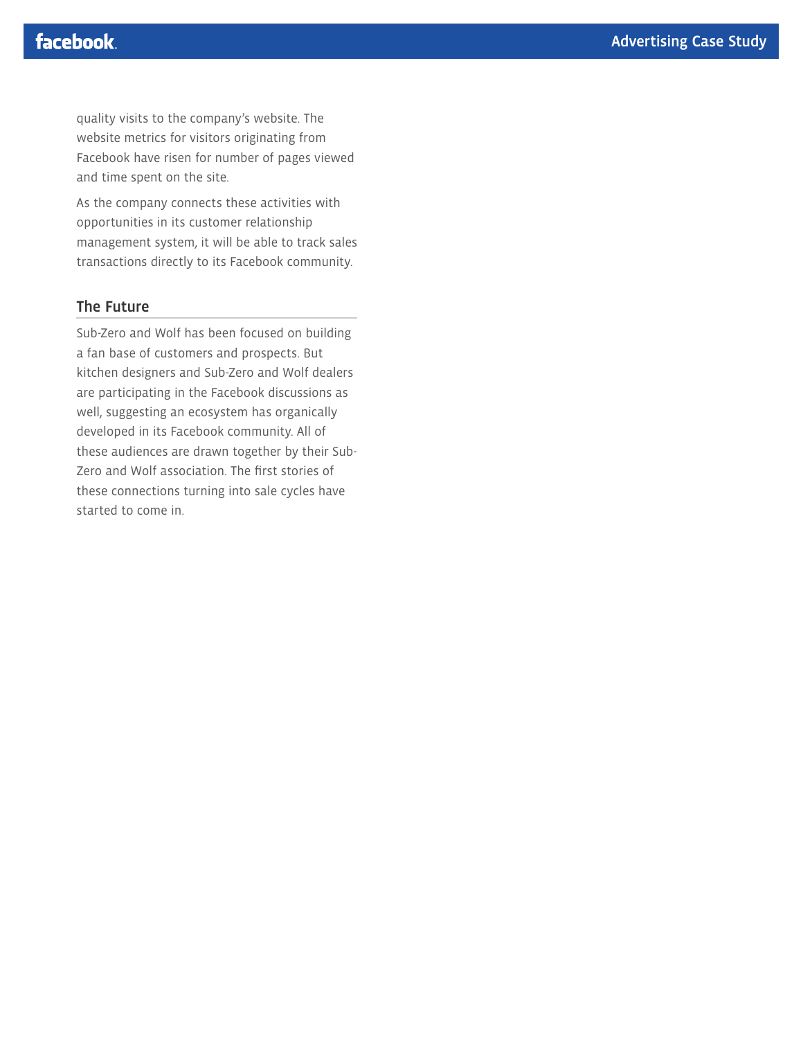quality visits to the company's website. The website metrics for visitors originating from Facebook have risen for number of pages viewed and time spent on the site.

As the company connects these activities with opportunities in its customer relationship management system, it will be able to track sales transactions directly to its Facebook community.

## The Future

Sub-Zero and Wolf has been focused on building a fan base of customers and prospects. But kitchen designers and Sub-Zero and Wolf dealers are participating in the Facebook discussions as well, suggesting an ecosystem has organically developed in its Facebook community. All of these audiences are drawn together by their Sub-Zero and Wolf association. The first stories of these connections turning into sale cycles have started to come in.